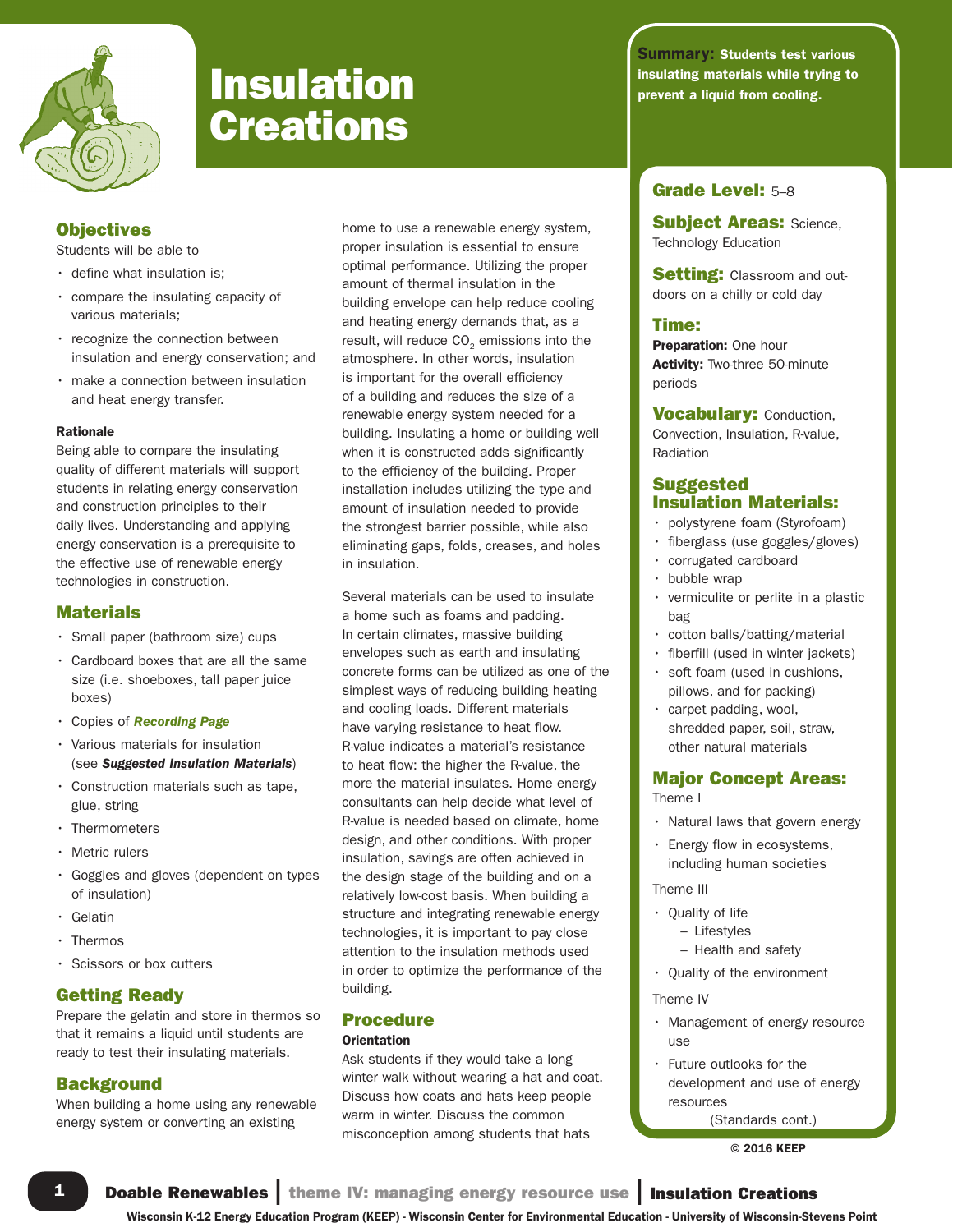# Insulation Creations

**Summary:** Students test various insulating materials while trying to prevent a liquid from cooling.

**Grade Level:** 5–8

**Subject Areas:** Science, Technology Education

**Setting:** Classroom and outdoors on a chilly or cold day

**Time:**
**Preparation:** One hour
**Activity:** Two-three 50-minute periods

**Vocabulary:** Conduction, Convection, Insulation, R-value, Radiation

**Suggested Insulation Materials:**

- polystyrene foam (Styrofoam)
- fiberglass (use goggles/gloves)
- corrugated cardboard
- bubble wrap
- vermiculite or perlite in a plastic bag
- cotton balls/batting/material
- fiberfill (used in winter jackets)
- soft foam (used in cushions, pillows, and for packing)
- carpet padding, wool, shredded paper, soil, straw, other natural materials

**Major Concept Areas:**

Theme I

- Natural laws that govern energy
- Energy flow in ecosystems, including human societies

Theme III

- Quality of life
  - Lifestyles
  - Health and safety
- Quality of the environment

Theme IV

- Management of energy resource use
- Future outlooks for the development and use of energy resources

(Standards cont.)

© 2016 KEEP

## Objectives

Students will be able to

- define what insulation is;
- compare the insulating capacity of various materials;
- recognize the connection between insulation and energy conservation; and
- make a connection between insulation and heat energy transfer.

**Rationale**

Being able to compare the insulating quality of different materials will support students in relating energy conservation and construction principles to their daily lives. Understanding and applying energy conservation is a prerequisite to the effective use of renewable energy technologies in construction.

## Materials

- Small paper (bathroom size) cups
- Cardboard boxes that are all the same size (i.e. shoeboxes, tall paper juice boxes)
- Copies of ***Recording Page***
- Various materials for insulation (see ***Suggested Insulation Materials***)
- Construction materials such as tape, glue, string
- Thermometers
- Metric rulers
- Goggles and gloves (dependent on types of insulation)
- Gelatin
- Thermos
- Scissors or box cutters

## Getting Ready

Prepare the gelatin and store in thermos so that it remains a liquid until students are ready to test their insulating materials.

## Background

When building a home using any renewable energy system or converting an existing home to use a renewable energy system, proper insulation is essential to ensure optimal performance. Utilizing the proper amount of thermal insulation in the building envelope can help reduce cooling and heating energy demands that, as a result, will reduce $CO_2$ emissions into the atmosphere. In other words, insulation is important for the overall efficiency of a building and reduces the size of a renewable energy system needed for a building. Insulating a home or building well when it is constructed adds significantly to the efficiency of the building. Proper installation includes utilizing the type and amount of insulation needed to provide the strongest barrier possible, while also eliminating gaps, folds, creases, and holes in insulation.

Several materials can be used to insulate a home such as foams and padding. In certain climates, massive building envelopes such as earth and insulating concrete forms can be utilized as one of the simplest ways of reducing building heating and cooling loads. Different materials have varying resistance to heat flow. R-value indicates a material's resistance to heat flow: the higher the R-value, the more the material insulates. Home energy consultants can help decide what level of R-value is needed based on climate, home design, and other conditions. With proper insulation, savings are often achieved in the design stage of the building and on a relatively low-cost basis. When building a structure and integrating renewable energy technologies, it is important to pay close attention to the insulation methods used in order to optimize the performance of the building.

## Procedure

**Orientation**

Ask students if they would take a long winter walk without wearing a hat and coat. Discuss how coats and hats keep people warm in winter. Discuss the common misconception among students that hats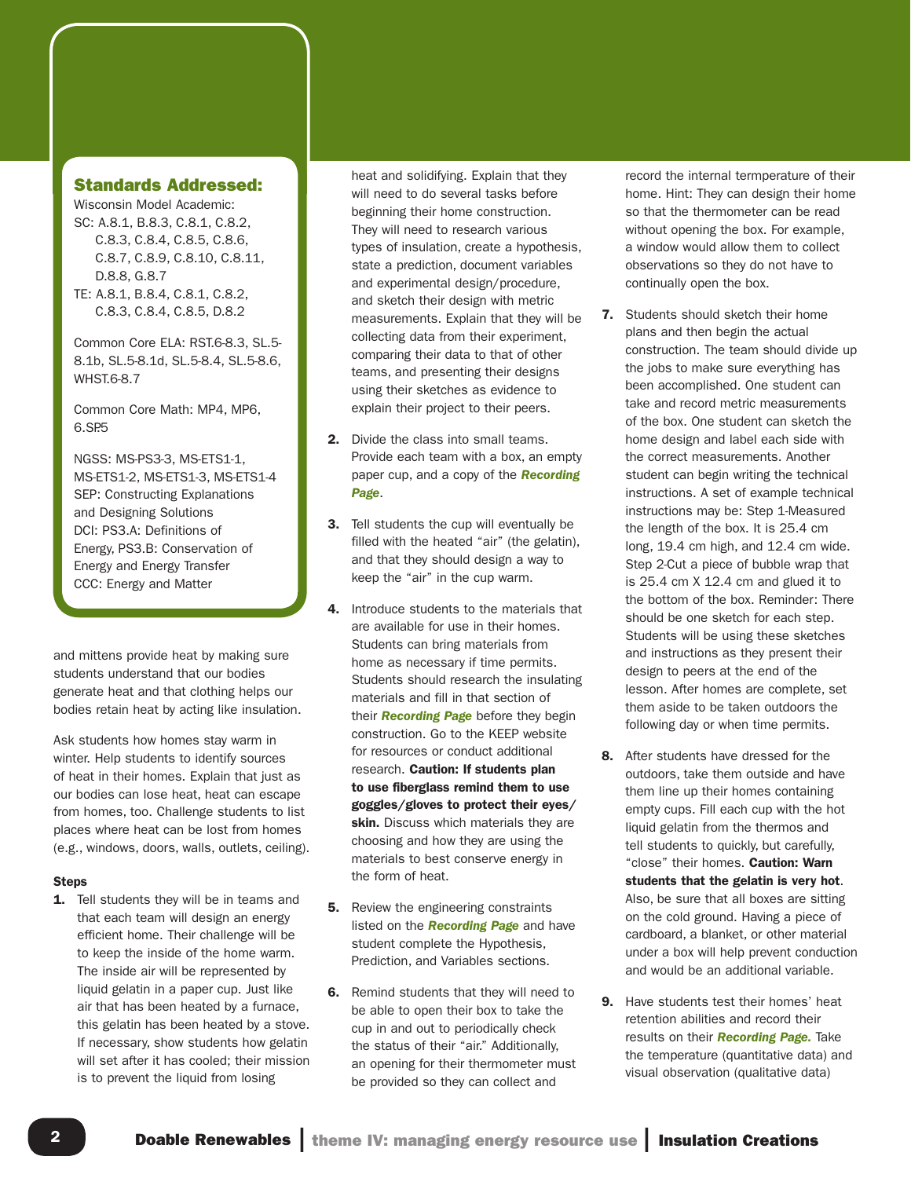## Standards Addressed:

Wisconsin Model Academic:
SC: A.8.1, B.8.3, C.8.1, C.8.2, C.8.3, C.8.4, C.8.5, C.8.6, C.8.7, C.8.9, C.8.10, C.8.11, D.8.8, G.8.7
TE: A.8.1, B.8.4, C.8.1, C.8.2, C.8.3, C.8.4, C.8.5, D.8.2

Common Core ELA: RST.6-8.3, SL.5-8.1b, SL.5-8.1d, SL.5-8.4, SL.5-8.6, WHST.6-8.7

Common Core Math: MP4, MP6, 6.SP.5

NGSS: MS-PS3-3, MS-ETS1-1, MS-ETS1-2, MS-ETS1-3, MS-ETS1-4
SEP: Constructing Explanations and Designing Solutions
DCI: PS3.A: Definitions of Energy, PS3.B: Conservation of Energy and Energy Transfer
CCC: Energy and Matter

and mittens provide heat by making sure students understand that our bodies generate heat and that clothing helps our bodies retain heat by acting like insulation.

Ask students how homes stay warm in winter. Help students to identify sources of heat in their homes. Explain that just as our bodies can lose heat, heat can escape from homes, too. Challenge students to list places where heat can be lost from homes (e.g., windows, doors, walls, outlets, ceiling).

**Steps**

1. Tell students they will be in teams and that each team will design an energy efficient home. Their challenge will be to keep the inside of the home warm. The inside air will be represented by liquid gelatin in a paper cup. Just like air that has been heated by a furnace, this gelatin has been heated by a stove. If necessary, show students how gelatin will set after it has cooled; their mission is to prevent the liquid from losing heat and solidifying. Explain that they will need to do several tasks before beginning their home construction. They will need to research various types of insulation, create a hypothesis, state a prediction, document variables and experimental design/procedure, and sketch their design with metric measurements. Explain that they will be collecting data from their experiment, comparing their data to that of other teams, and presenting their designs using their sketches as evidence to explain their project to their peers.

2. Divide the class into small teams. Provide each team with a box, an empty paper cup, and a copy of the ***Recording Page***.

3. Tell students the cup will eventually be filled with the heated "air" (the gelatin), and that they should design a way to keep the "air" in the cup warm.

4. Introduce students to the materials that are available for use in their homes. Students can bring materials from home as necessary if time permits. Students should research the insulating materials and fill in that section of their ***Recording Page*** before they begin construction. Go to the KEEP website for resources or conduct additional research. **Caution: If students plan to use fiberglass remind them to use goggles/gloves to protect their eyes/skin.** Discuss which materials they are choosing and how they are using the materials to best conserve energy in the form of heat.

5. Review the engineering constraints listed on the ***Recording Page*** and have student complete the Hypothesis, Prediction, and Variables sections.

6. Remind students that they will need to be able to open their box to take the cup in and out to periodically check the status of their "air." Additionally, an opening for their thermometer must be provided so they can collect and record the internal termperature of their home. Hint: They can design their home so that the thermometer can be read without opening the box. For example, a window would allow them to collect observations so they do not have to continually open the box.

7. Students should sketch their home plans and then begin the actual construction. The team should divide up the jobs to make sure everything has been accomplished. One student can take and record metric measurements of the box. One student can sketch the home design and label each side with the correct measurements. Another student can begin writing the technical instructions. A set of example technical instructions may be: Step 1-Measured the length of the box. It is 25.4 cm long, 19.4 cm high, and 12.4 cm wide. Step 2-Cut a piece of bubble wrap that is 25.4 cm X 12.4 cm and glued it to the bottom of the box. Reminder: There should be one sketch for each step. Students will be using these sketches and instructions as they present their design to peers at the end of the lesson. After homes are complete, set them aside to be taken outdoors the following day or when time permits.

8. After students have dressed for the outdoors, take them outside and have them line up their homes containing empty cups. Fill each cup with the hot liquid gelatin from the thermos and tell students to quickly, but carefully, "close" their homes. **Caution: Warn students that the gelatin is very hot**. Also, be sure that all boxes are sitting on the cold ground. Having a piece of cardboard, a blanket, or other material under a box will help prevent conduction and would be an additional variable.

9. Have students test their homes' heat retention abilities and record their results on their ***Recording Page.*** Take the temperature (quantitative data) and visual observation (qualitative data)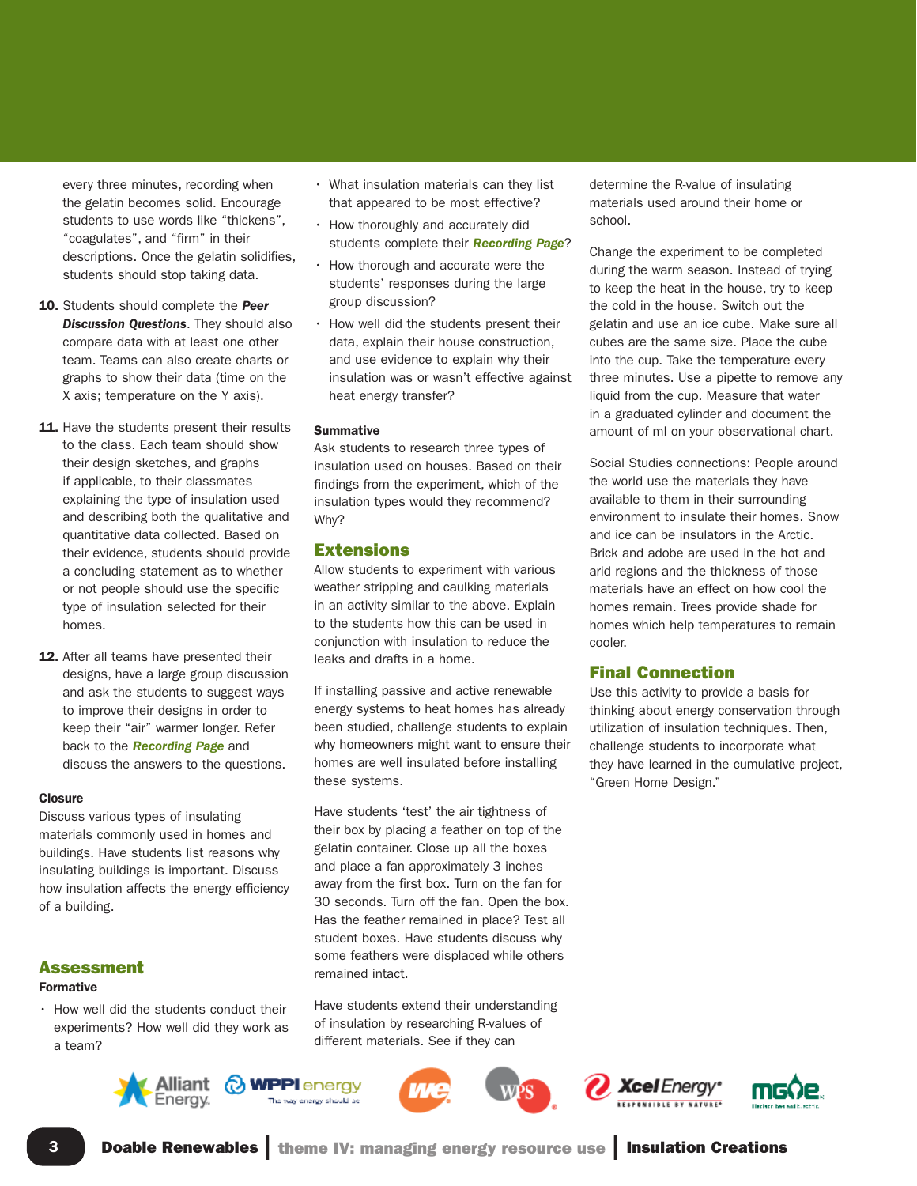every three minutes, recording when the gelatin becomes solid. Encourage students to use words like "thickens", "coagulates", and "firm" in their descriptions. Once the gelatin solidifies, students should stop taking data.

10. Students should complete the ***Peer Discussion Questions***. They should also compare data with at least one other team. Teams can also create charts or graphs to show their data (time on the X axis; temperature on the Y axis).

11. Have the students present their results to the class. Each team should show their design sketches, and graphs if applicable, to their classmates explaining the type of insulation used and describing both the qualitative and quantitative data collected. Based on their evidence, students should provide a concluding statement as to whether or not people should use the specific type of insulation selected for their homes.

12. After all teams have presented their designs, have a large group discussion and ask the students to suggest ways to improve their designs in order to keep their "air" warmer longer. Refer back to the ***Recording Page*** and discuss the answers to the questions.

### Closure

Discuss various types of insulating materials commonly used in homes and buildings. Have students list reasons why insulating buildings is important. Discuss how insulation affects the energy efficiency of a building.

## Assessment

### Formative

- How well did the students conduct their experiments? How well did they work as a team?
- What insulation materials can they list that appeared to be most effective?
- How thoroughly and accurately did students complete their ***Recording Page***?
- How thorough and accurate were the students' responses during the large group discussion?
- How well did the students present their data, explain their house construction, and use evidence to explain why their insulation was or wasn't effective against heat energy transfer?

### Summative

Ask students to research three types of insulation used on houses. Based on their findings from the experiment, which of the insulation types would they recommend? Why?

## Extensions

Allow students to experiment with various weather stripping and caulking materials in an activity similar to the above. Explain to the students how this can be used in conjunction with insulation to reduce the leaks and drafts in a home.

If installing passive and active renewable energy systems to heat homes has already been studied, challenge students to explain why homeowners might want to ensure their homes are well insulated before installing these systems.

Have students 'test' the air tightness of their box by placing a feather on top of the gelatin container. Close up all the boxes and place a fan approximately 3 inches away from the first box. Turn on the fan for 30 seconds. Turn off the fan. Open the box. Has the feather remained in place? Test all student boxes. Have students discuss why some feathers were displaced while others remained intact.

Have students extend their understanding of insulation by researching R-values of different materials. See if they can determine the R-value of insulating materials used around their home or school.

Change the experiment to be completed during the warm season. Instead of trying to keep the heat in the house, try to keep the cold in the house. Switch out the gelatin and use an ice cube. Make sure all cubes are the same size. Place the cube into the cup. Take the temperature every three minutes. Use a pipette to remove any liquid from the cup. Measure that water in a graduated cylinder and document the amount of ml on your observational chart.

Social Studies connections: People around the world use the materials they have available to them in their surrounding environment to insulate their homes. Snow and ice can be insulators in the Arctic. Brick and adobe are used in the hot and arid regions and the thickness of those materials have an effect on how cool the homes remain. Trees provide shade for homes which help temperatures to remain cooler.

## Final Connection

Use this activity to provide a basis for thinking about energy conservation through utilization of insulation techniques. Then, challenge students to incorporate what they have learned in the cumulative project, "Green Home Design."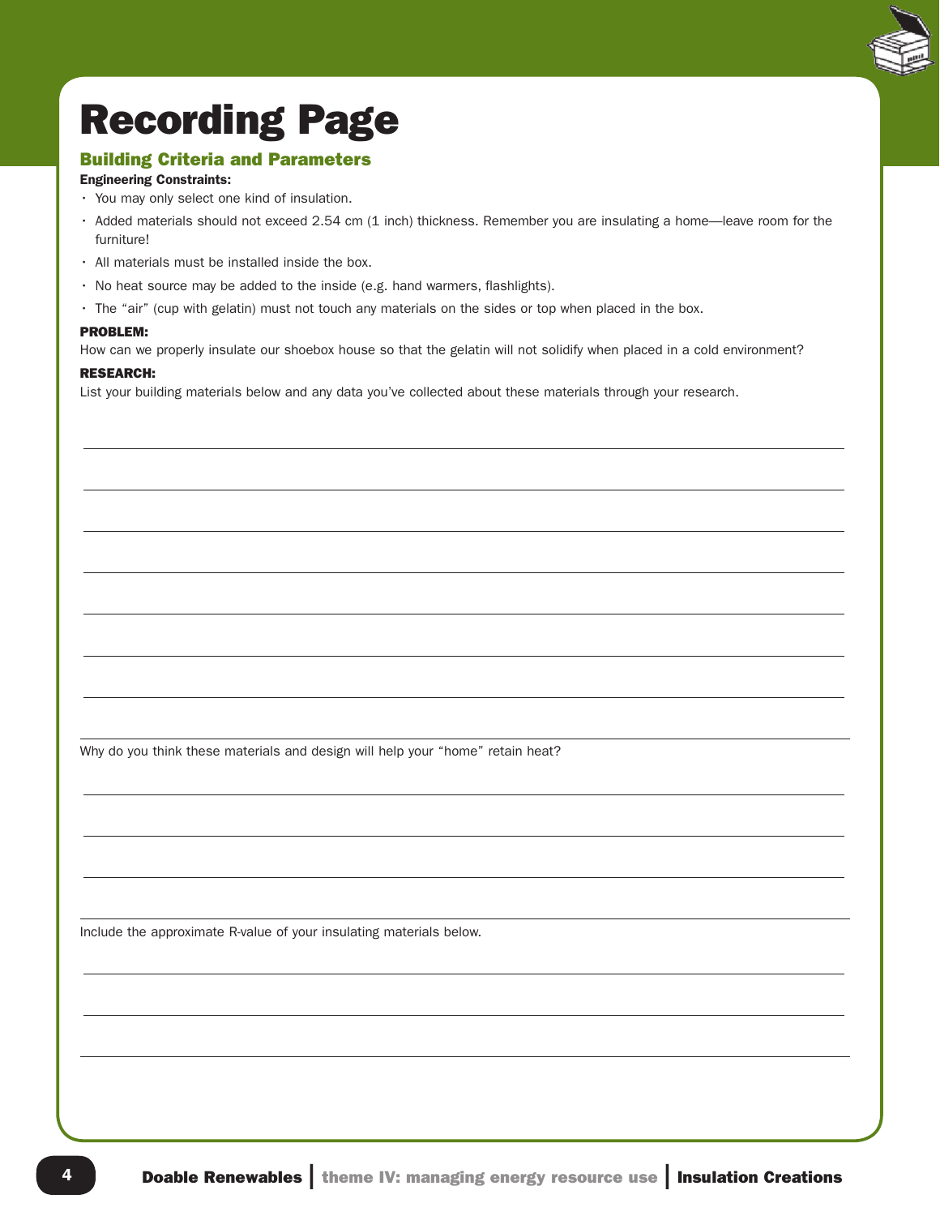# Recording Page

## Building Criteria and Parameters

**Engineering Constraints:**

- You may only select one kind of insulation.
- Added materials should not exceed 2.54 cm (1 inch) thickness. Remember you are insulating a home—leave room for the furniture!
- All materials must be installed inside the box.
- No heat source may be added to the inside (e.g. hand warmers, flashlights).
- The "air" (cup with gelatin) must not touch any materials on the sides or top when placed in the box.

**PROBLEM:**

How can we properly insulate our shoebox house so that the gelatin will not solidify when placed in a cold environment?

**RESEARCH:**

List your building materials below and any data you've collected about these materials through your research.

Why do you think these materials and design will help your "home" retain heat?

Include the approximate R-value of your insulating materials below.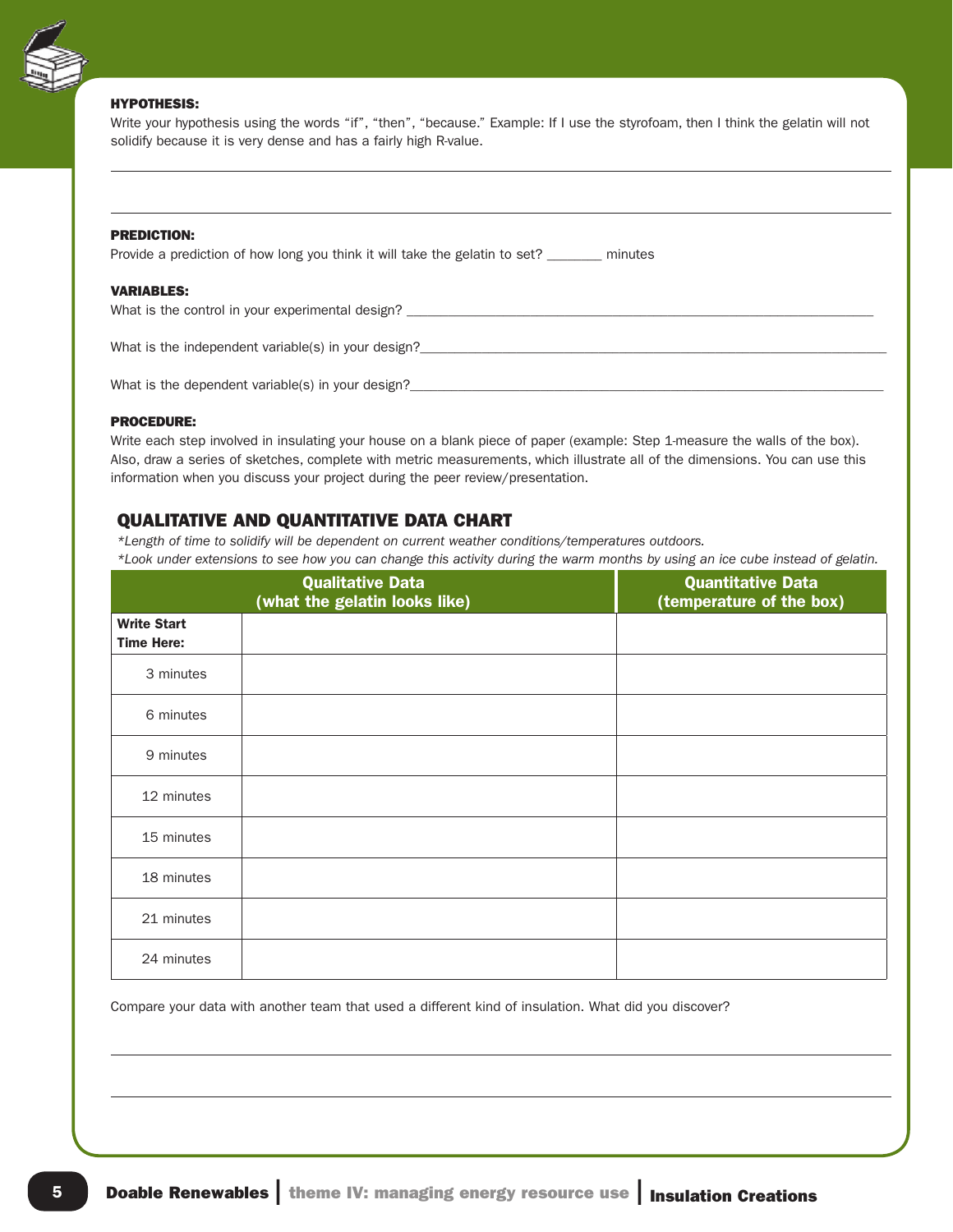**HYPOTHESIS:**

Write your hypothesis using the words "if", "then", "because." Example: If I use the styrofoam, then I think the gelatin will not solidify because it is very dense and has a fairly high R-value.

______________________________________________________________________

______________________________________________________________________

**PREDICTION:**

Provide a prediction of how long you think it will take the gelatin to set? ________ minutes

**VARIABLES:**

What is the control in your experimental design? ______________________________________________

What is the independent variable(s) in your design?______________________________________________

What is the dependent variable(s) in your design?______________________________________________

**PROCEDURE:**

Write each step involved in insulating your house on a blank piece of paper (example: Step 1-measure the walls of the box). Also, draw a series of sketches, complete with metric measurements, which illustrate all of the dimensions. You can use this information when you discuss your project during the peer review/presentation.

## QUALITATIVE AND QUANTITATIVE DATA CHART

*\*Length of time to solidify will be dependent on current weather conditions/temperatures outdoors.*

*\*Look under extensions to see how you can change this activity during the warm months by using an ice cube instead of gelatin.*

| | Qualitative Data (what the gelatin looks like) | Quantitative Data (temperature of the box) |
|---|---|---|
| **Write Start Time Here:** | | |
| 3 minutes | | |
| 6 minutes | | |
| 9 minutes | | |
| 12 minutes | | |
| 15 minutes | | |
| 18 minutes | | |
| 21 minutes | | |
| 24 minutes | | |

Compare your data with another team that used a different kind of insulation. What did you discover?

______________________________________________________________________

______________________________________________________________________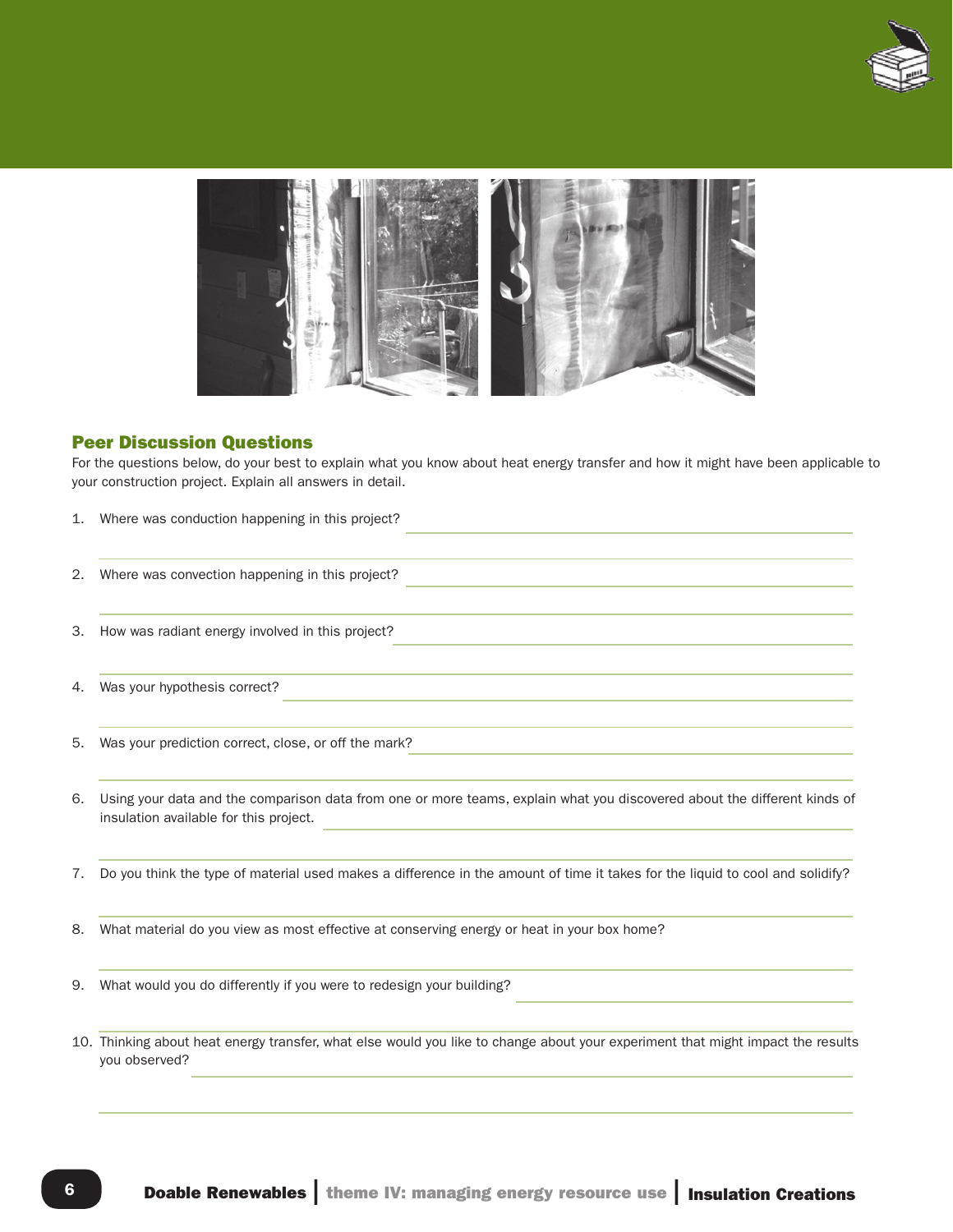## Peer Discussion Questions

For the questions below, do your best to explain what you know about heat energy transfer and how it might have been applicable to your construction project. Explain all answers in detail.

1. Where was conduction happening in this project?
2. Where was convection happening in this project?
3. How was radiant energy involved in this project?
4. Was your hypothesis correct?
5. Was your prediction correct, close, or off the mark?
6. Using your data and the comparison data from one or more teams, explain what you discovered about the different kinds of insulation available for this project.
7. Do you think the type of material used makes a difference in the amount of time it takes for the liquid to cool and solidify?
8. What material do you view as most effective at conserving energy or heat in your box home?
9. What would you do differently if you were to redesign your building?
10. Thinking about heat energy transfer, what else would you like to change about your experiment that might impact the results you observed?